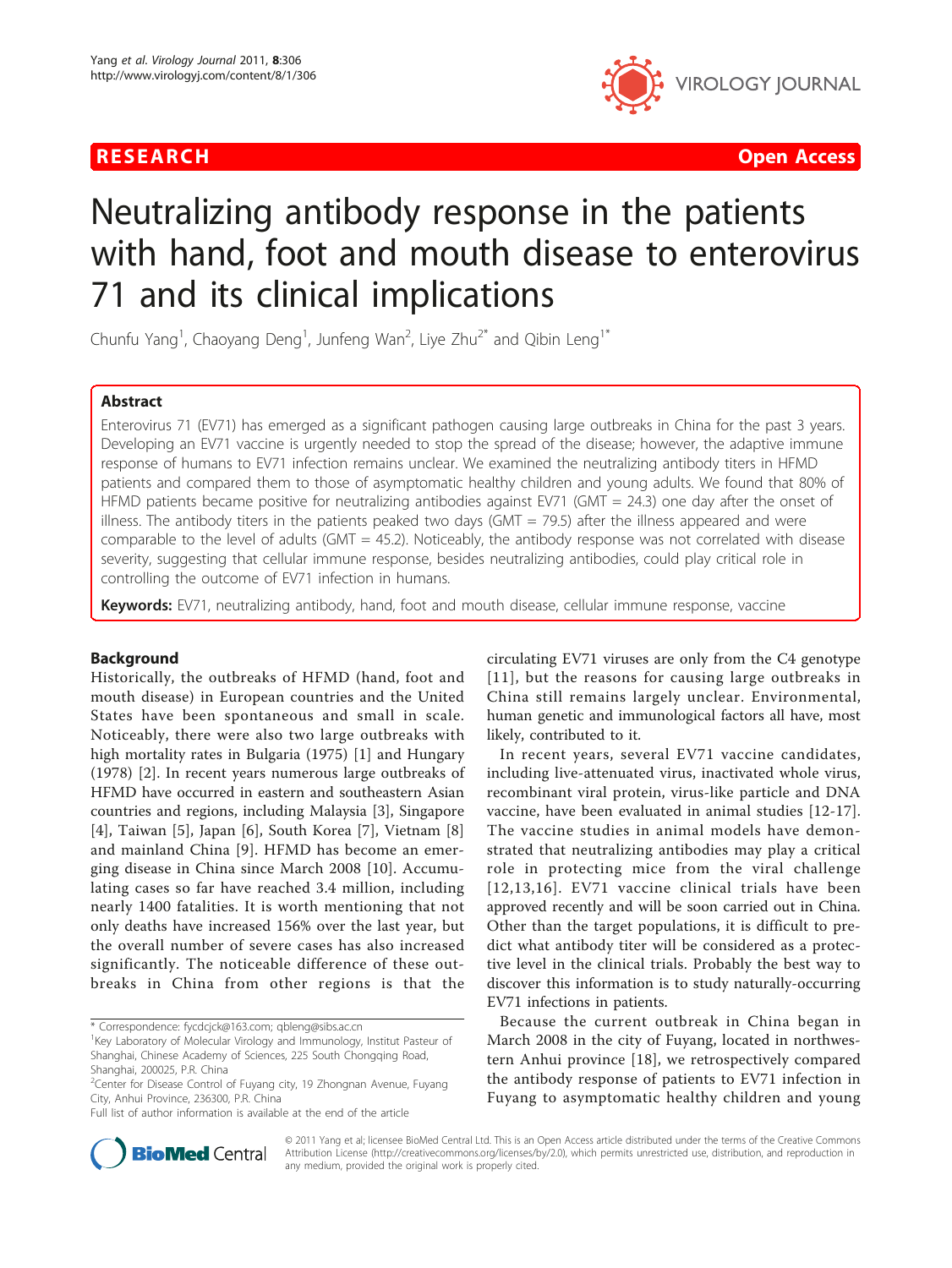# Neutralizing antibody response in the patients with hand, foot and mouth disease to enterovirus 71 and its clinical implications

Chunfu Yang[1], Chaoyang Deng[1], Junfeng Wan[2], Liye Zhu[2*] and Qibin Leng[1*]

## Abstract

Enterovirus 71 (EV71) has emerged as a significant pathogen causing large outbreaks in China for the past 3 years. Developing an EV71 vaccine is urgently needed to stop the spread of the disease; however, the adaptive immune response of humans to EV71 infection remains unclear. We examined the neutralizing antibody titers in HFMD patients and compared them to those of asymptomatic healthy children and young adults. We found that 80% of HFMD patients became positive for neutralizing antibodies against EV71 (GMT = 24.3) one day after the onset of illness. The antibody titers in the patients peaked two days (GMT = 79.5) after the illness appeared and were comparable to the level of adults (GMT = 45.2). Noticeably, the antibody response was not correlated with disease severity, suggesting that cellular immune response, besides neutralizing antibodies, could play critical role in controlling the outcome of EV71 infection in humans.

**Keywords:** EV71, neutralizing antibody, hand, foot and mouth disease, cellular immune response, vaccine

## Background

Historically, the outbreaks of HFMD (hand, foot and mouth disease) in European countries and the United States have been spontaneous and small in scale. Noticeably, there were also two large outbreaks with high mortality rates in Bulgaria (1975) [1] and Hungary (1978) [2]. In recent years numerous large outbreaks of HFMD have occurred in eastern and southeastern Asian countries and regions, including Malaysia [3], Singapore [4], Taiwan [5], Japan [6], South Korea [7], Vietnam [8] and mainland China [9]. HFMD has become an emerging disease in China since March 2008 [10]. Accumulating cases so far have reached 3.4 million, including nearly 1400 fatalities. It is worth mentioning that not only deaths have increased 156% over the last year, but the overall number of severe cases has also increased significantly. The noticeable difference of these outbreaks in China from other regions is that the circulating EV71 viruses are only from the C4 genotype [11], but the reasons for causing large outbreaks in China still remains largely unclear. Environmental, human genetic and immunological factors all have, most likely, contributed to it.

In recent years, several EV71 vaccine candidates, including live-attenuated virus, inactivated whole virus, recombinant viral protein, virus-like particle and DNA vaccine, have been evaluated in animal studies [12-17]. The vaccine studies in animal models have demonstrated that neutralizing antibodies may play a critical role in protecting mice from the viral challenge [12,13,16]. EV71 vaccine clinical trials have been approved recently and will be soon carried out in China. Other than the target populations, it is difficult to predict what antibody titer will be considered as a protective level in the clinical trials. Probably the best way to discover this information is to study naturally-occurring EV71 infections in patients.

Because the current outbreak in China began in March 2008 in the city of Fuyang, located in northwestern Anhui province [18], we retrospectively compared the antibody response of patients to EV71 infection in Fuyang to asymptomatic healthy children and young

\* Correspondence: fycdcjck@163.com; qbleng@sibs.ac.cn
[1]Key Laboratory of Molecular Virology and Immunology, Institut Pasteur of Shanghai, Chinese Academy of Sciences, 225 South Chongqing Road, Shanghai, 200025, P.R. China
[2]Center for Disease Control of Fuyang city, 19 Zhongnan Avenue, Fuyang City, Anhui Province, 236300, P.R. China
Full list of author information is available at the end of the article

© 2011 Yang et al; licensee BioMed Central Ltd. This is an Open Access article distributed under the terms of the Creative Commons Attribution License (http://creativecommons.org/licenses/by/2.0), which permits unrestricted use, distribution, and reproduction in any medium, provided the original work is properly cited.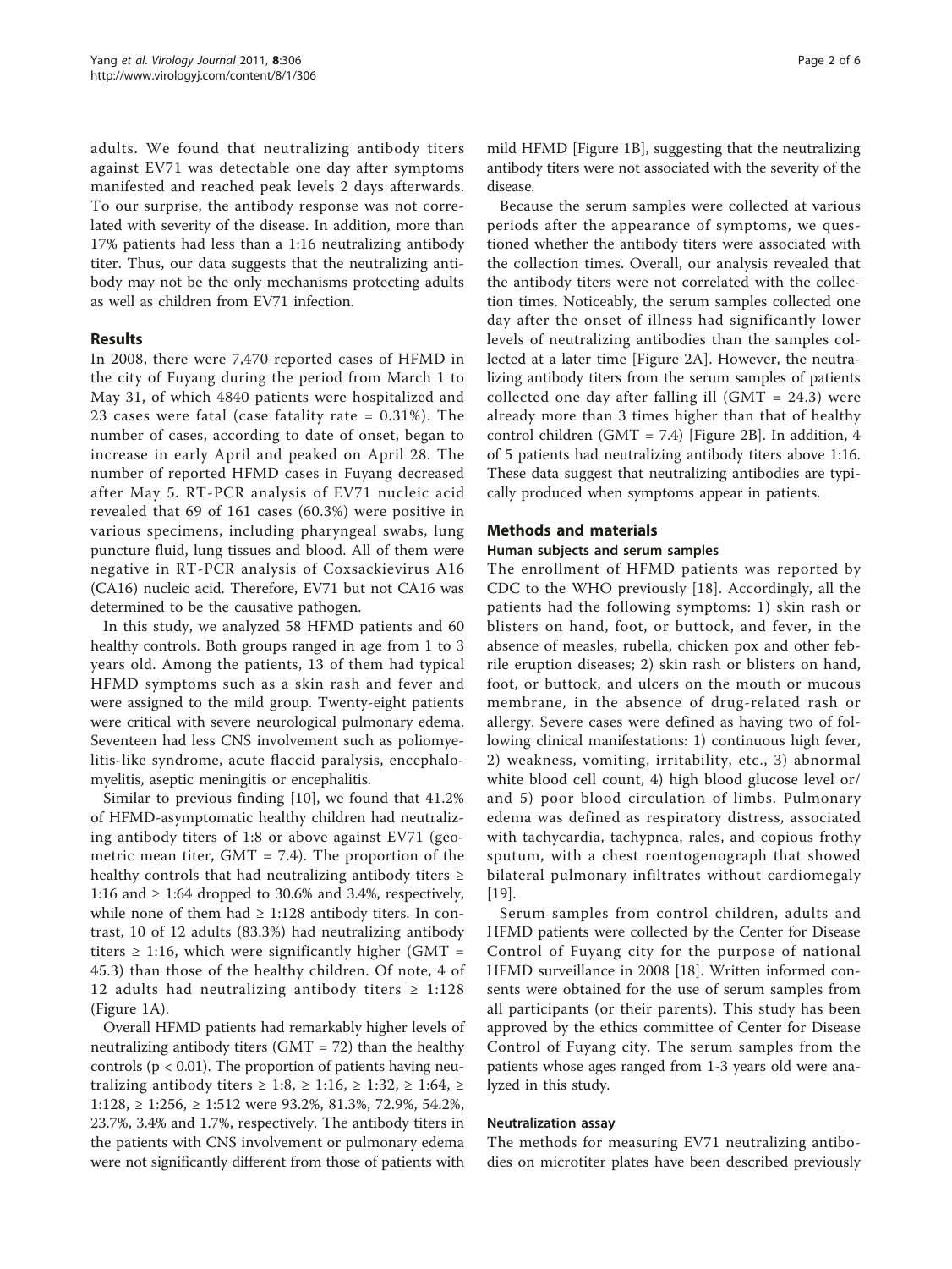adults. We found that neutralizing antibody titers against EV71 was detectable one day after symptoms manifested and reached peak levels 2 days afterwards. To our surprise, the antibody response was not correlated with severity of the disease. In addition, more than 17% patients had less than a 1:16 neutralizing antibody titer. Thus, our data suggests that the neutralizing antibody may not be the only mechanisms protecting adults as well as children from EV71 infection.

## Results

In 2008, there were 7,470 reported cases of HFMD in the city of Fuyang during the period from March 1 to May 31, of which 4840 patients were hospitalized and 23 cases were fatal (case fatality rate = 0.31%). The number of cases, according to date of onset, began to increase in early April and peaked on April 28. The number of reported HFMD cases in Fuyang decreased after May 5. RT-PCR analysis of EV71 nucleic acid revealed that 69 of 161 cases (60.3%) were positive in various specimens, including pharyngeal swabs, lung puncture fluid, lung tissues and blood. All of them were negative in RT-PCR analysis of Coxsackievirus A16 (CA16) nucleic acid. Therefore, EV71 but not CA16 was determined to be the causative pathogen.

In this study, we analyzed 58 HFMD patients and 60 healthy controls. Both groups ranged in age from 1 to 3 years old. Among the patients, 13 of them had typical HFMD symptoms such as a skin rash and fever and were assigned to the mild group. Twenty-eight patients were critical with severe neurological pulmonary edema. Seventeen had less CNS involvement such as poliomyelitis-like syndrome, acute flaccid paralysis, encephalomyelitis, aseptic meningitis or encephalitis.

Similar to previous finding [10], we found that 41.2% of HFMD-asymptomatic healthy children had neutralizing antibody titers of 1:8 or above against EV71 (geometric mean titer, GMT = 7.4). The proportion of the healthy controls that had neutralizing antibody titers ≥ 1:16 and ≥ 1:64 dropped to 30.6% and 3.4%, respectively, while none of them had ≥ 1:128 antibody titers. In contrast, 10 of 12 adults (83.3%) had neutralizing antibody titers ≥ 1:16, which were significantly higher (GMT = 45.3) than those of the healthy children. Of note, 4 of 12 adults had neutralizing antibody titers ≥ 1:128 (Figure 1A).

Overall HFMD patients had remarkably higher levels of neutralizing antibody titers (GMT = 72) than the healthy controls ($p < 0.01$). The proportion of patients having neutralizing antibody titers ≥ 1:8, ≥ 1:16, ≥ 1:32, ≥ 1:64, ≥ 1:128, ≥ 1:256, ≥ 1:512 were 93.2%, 81.3%, 72.9%, 54.2%, 23.7%, 3.4% and 1.7%, respectively. The antibody titers in the patients with CNS involvement or pulmonary edema were not significantly different from those of patients with mild HFMD [Figure 1B], suggesting that the neutralizing antibody titers were not associated with the severity of the disease.

Because the serum samples were collected at various periods after the appearance of symptoms, we questioned whether the antibody titers were associated with the collection times. Overall, our analysis revealed that the antibody titers were not correlated with the collection times. Noticeably, the serum samples collected one day after the onset of illness had significantly lower levels of neutralizing antibodies than the samples collected at a later time [Figure 2A]. However, the neutralizing antibody titers from the serum samples of patients collected one day after falling ill (GMT = 24.3) were already more than 3 times higher than that of healthy control children (GMT = 7.4) [Figure 2B]. In addition, 4 of 5 patients had neutralizing antibody titers above 1:16. These data suggest that neutralizing antibodies are typically produced when symptoms appear in patients.

## Methods and materials

### Human subjects and serum samples

The enrollment of HFMD patients was reported by CDC to the WHO previously [18]. Accordingly, all the patients had the following symptoms: 1) skin rash or blisters on hand, foot, or buttock, and fever, in the absence of measles, rubella, chicken pox and other febrile eruption diseases; 2) skin rash or blisters on hand, foot, or buttock, and ulcers on the mouth or mucous membrane, in the absence of drug-related rash or allergy. Severe cases were defined as having two of following clinical manifestations: 1) continuous high fever, 2) weakness, vomiting, irritability, etc., 3) abnormal white blood cell count, 4) high blood glucose level or/ and 5) poor blood circulation of limbs. Pulmonary edema was defined as respiratory distress, associated with tachycardia, tachypnea, rales, and copious frothy sputum, with a chest roentogenograph that showed bilateral pulmonary infiltrates without cardiomegaly [19].

Serum samples from control children, adults and HFMD patients were collected by the Center for Disease Control of Fuyang city for the purpose of national HFMD surveillance in 2008 [18]. Written informed consents were obtained for the use of serum samples from all participants (or their parents). This study has been approved by the ethics committee of Center for Disease Control of Fuyang city. The serum samples from the patients whose ages ranged from 1-3 years old were analyzed in this study.

### Neutralization assay

The methods for measuring EV71 neutralizing antibodies on microtiter plates have been described previously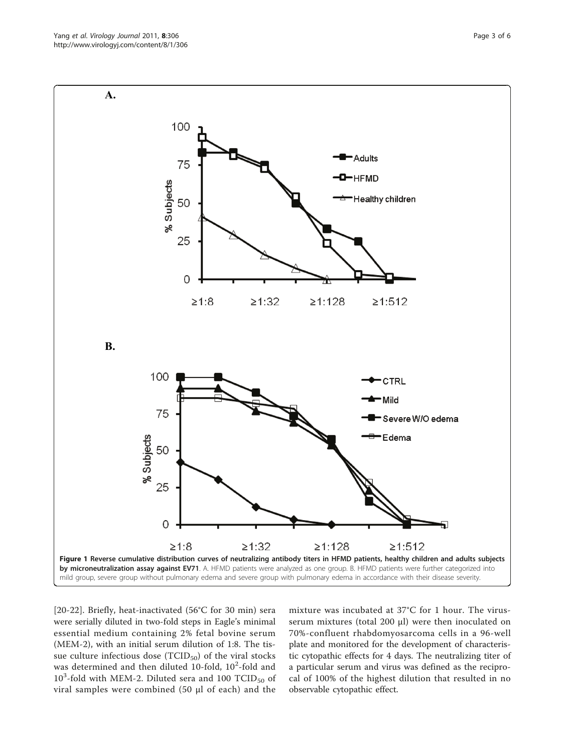**Figure 1 Reverse cumulative distribution curves of neutralizing antibody titers in HFMD patients, healthy children and adults subjects by microneutralization assay against EV71**. A. HFMD patients were analyzed as one group. B. HFMD patients were further categorized into mild group, severe group without pulmonary edema and severe group with pulmonary edema in accordance with their disease severity.

[20-22]. Briefly, heat-inactivated (56°C for 30 min) sera were serially diluted in two-fold steps in Eagle's minimal essential medium containing 2% fetal bovine serum (MEM-2), with an initial serum dilution of 1:8. The tissue culture infectious dose ($TCID_{50}$) of the viral stocks was determined and then diluted 10-fold, $10^2$-fold and $10^3$-fold with MEM-2. Diluted sera and 100 $TCID_{50}$ of viral samples were combined (50 μl of each) and the mixture was incubated at 37°C for 1 hour. The virus-serum mixtures (total 200 μl) were then inoculated on 70%-confluent rhabdomyosarcoma cells in a 96-well plate and monitored for the development of characteristic cytopathic effects for 4 days. The neutralizing titer of a particular serum and virus was defined as the reciprocal of 100% of the highest dilution that resulted in no observable cytopathic effect.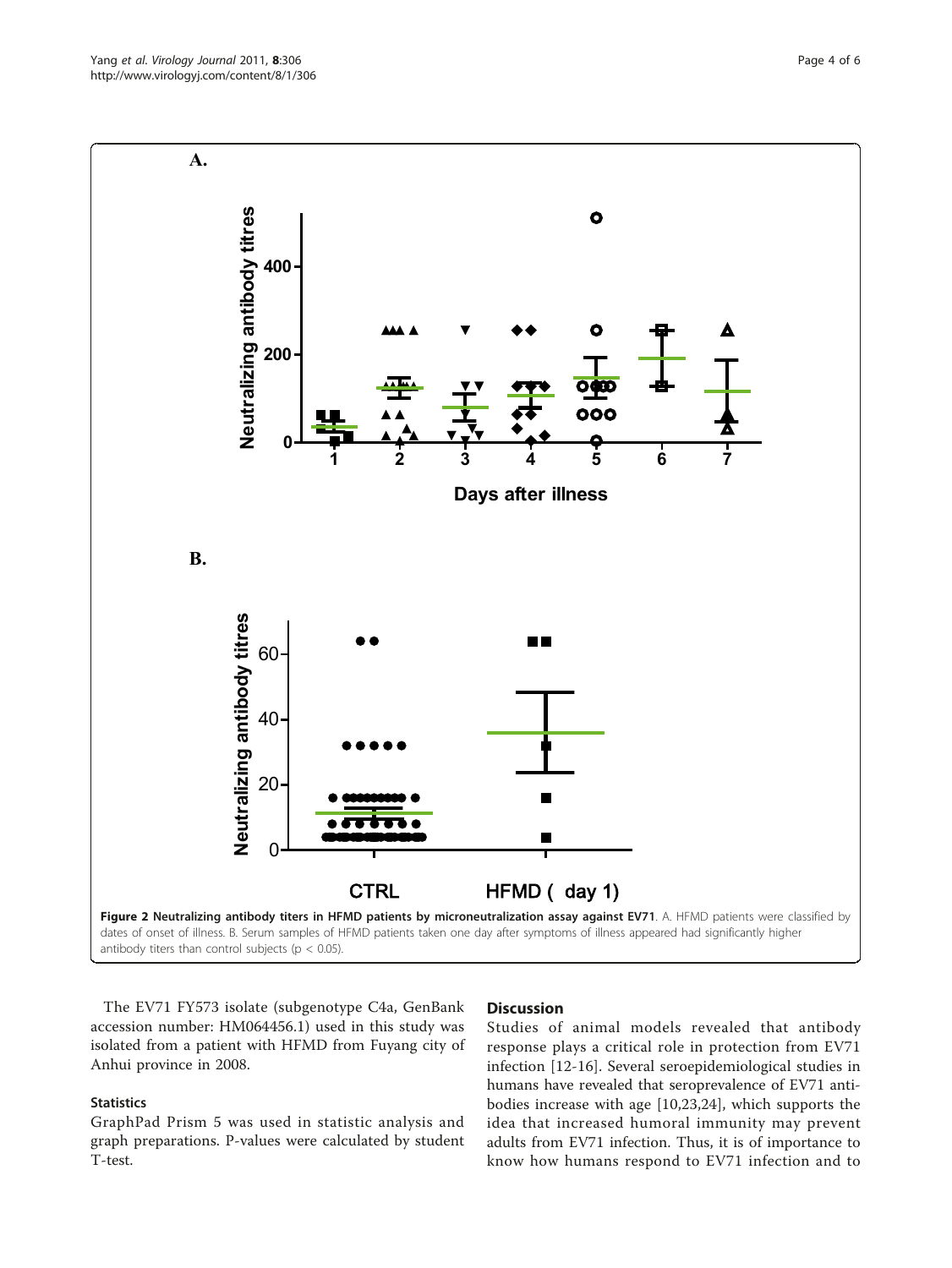**Figure 2 Neutralizing antibody titers in HFMD patients by microneutralization assay against EV71**. A. HFMD patients were classified by dates of onset of illness. B. Serum samples of HFMD patients taken one day after symptoms of illness appeared had significantly higher antibody titers than control subjects ($p < 0.05$).

The EV71 FY573 isolate (subgenotype C4a, GenBank accession number: HM064456.1) used in this study was isolated from a patient with HFMD from Fuyang city of Anhui province in 2008.

### Statistics

GraphPad Prism 5 was used in statistic analysis and graph preparations. P-values were calculated by student T-test.

## Discussion

Studies of animal models revealed that antibody response plays a critical role in protection from EV71 infection [12-16]. Several seroepidemiological studies in humans have revealed that seroprevalence of EV71 antibodies increase with age [10,23,24], which supports the idea that increased humoral immunity may prevent adults from EV71 infection. Thus, it is of importance to know how humans respond to EV71 infection and to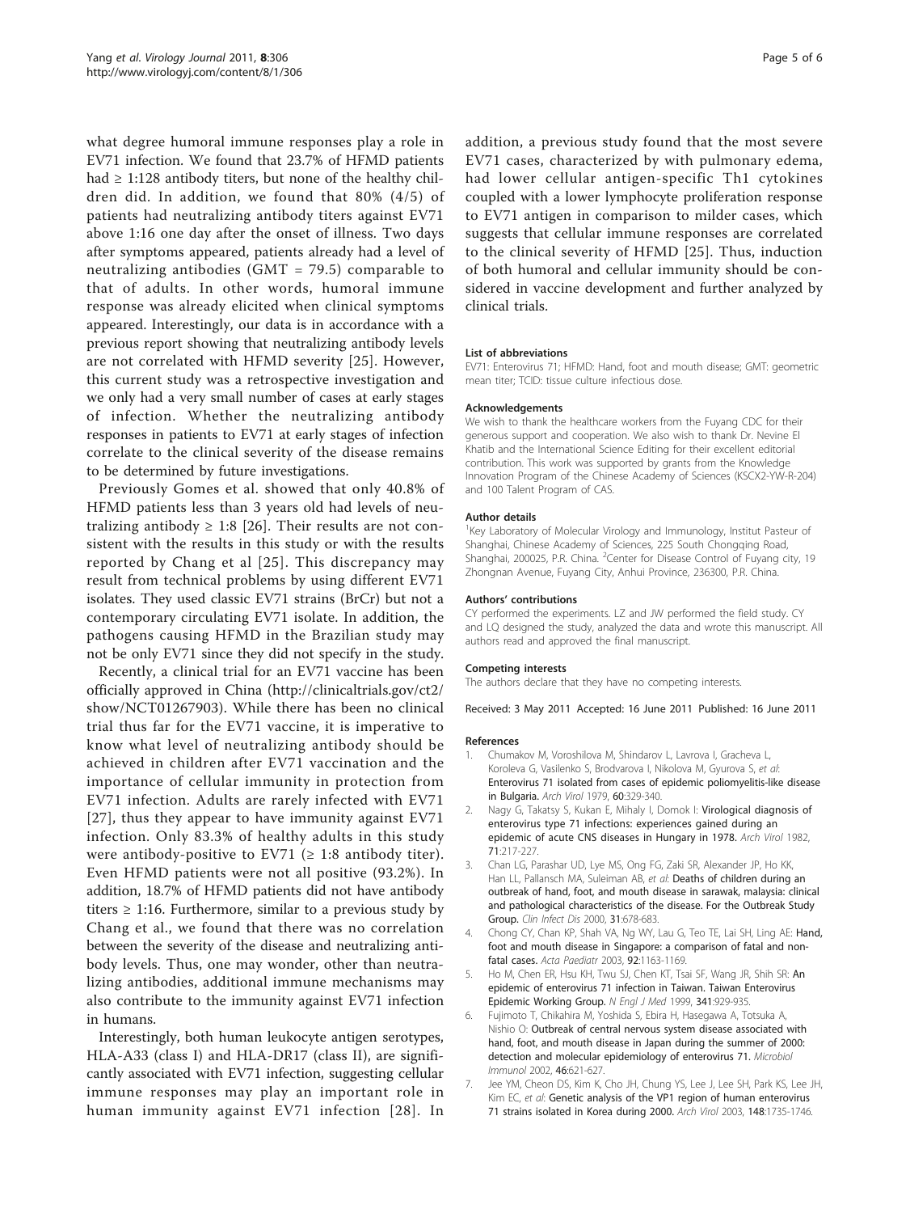what degree humoral immune responses play a role in EV71 infection. We found that 23.7% of HFMD patients had ≥ 1:128 antibody titers, but none of the healthy children did. In addition, we found that 80% (4/5) of patients had neutralizing antibody titers against EV71 above 1:16 one day after the onset of illness. Two days after symptoms appeared, patients already had a level of neutralizing antibodies (GMT = 79.5) comparable to that of adults. In other words, humoral immune response was already elicited when clinical symptoms appeared. Interestingly, our data is in accordance with a previous report showing that neutralizing antibody levels are not correlated with HFMD severity [25]. However, this current study was a retrospective investigation and we only had a very small number of cases at early stages of infection. Whether the neutralizing antibody responses in patients to EV71 at early stages of infection correlate to the clinical severity of the disease remains to be determined by future investigations.

Previously Gomes et al. showed that only 40.8% of HFMD patients less than 3 years old had levels of neutralizing antibody ≥ 1:8 [26]. Their results are not consistent with the results in this study or with the results reported by Chang et al [25]. This discrepancy may result from technical problems by using different EV71 isolates. They used classic EV71 strains (BrCr) but not a contemporary circulating EV71 isolate. In addition, the pathogens causing HFMD in the Brazilian study may not be only EV71 since they did not specify in the study.

Recently, a clinical trial for an EV71 vaccine has been officially approved in China (http://clinicaltrials.gov/ct2/show/NCT01267903). While there has been no clinical trial thus far for the EV71 vaccine, it is imperative to know what level of neutralizing antibody should be achieved in children after EV71 vaccination and the importance of cellular immunity in protection from EV71 infection. Adults are rarely infected with EV71 [27], thus they appear to have immunity against EV71 infection. Only 83.3% of healthy adults in this study were antibody-positive to EV71 (≥ 1:8 antibody titer). Even HFMD patients were not all positive (93.2%). In addition, 18.7% of HFMD patients did not have antibody titers ≥ 1:16. Furthermore, similar to a previous study by Chang et al., we found that there was no correlation between the severity of the disease and neutralizing antibody levels. Thus, one may wonder, other than neutralizing antibodies, additional immune mechanisms may also contribute to the immunity against EV71 infection in humans.

Interestingly, both human leukocyte antigen serotypes, HLA-A33 (class I) and HLA-DR17 (class II), are significantly associated with EV71 infection, suggesting cellular immune responses may play an important role in human immunity against EV71 infection [28]. In addition, a previous study found that the most severe EV71 cases, characterized by with pulmonary edema, had lower cellular antigen-specific Th1 cytokines coupled with a lower lymphocyte proliferation response to EV71 antigen in comparison to milder cases, which suggests that cellular immune responses are correlated to the clinical severity of HFMD [25]. Thus, induction of both humoral and cellular immunity should be considered in vaccine development and further analyzed by clinical trials.

#### List of abbreviations

EV71: Enterovirus 71; HFMD: Hand, foot and mouth disease; GMT: geometric mean titer; TCID: tissue culture infectious dose.

#### Acknowledgements

We wish to thank the healthcare workers from the Fuyang CDC for their generous support and cooperation. We also wish to thank Dr. Nevine El Khatib and the International Science Editing for their excellent editorial contribution. This work was supported by grants from the Knowledge Innovation Program of the Chinese Academy of Sciences (KSCX2-YW-R-204) and 100 Talent Program of CAS.

#### Author details

[1]Key Laboratory of Molecular Virology and Immunology, Institut Pasteur of Shanghai, Chinese Academy of Sciences, 225 South Chongqing Road, Shanghai, 200025, P.R. China. [2]Center for Disease Control of Fuyang city, 19 Zhongnan Avenue, Fuyang City, Anhui Province, 236300, P.R. China.

#### Authors' contributions

CY performed the experiments. LZ and JW performed the field study. CY and LQ designed the study, analyzed the data and wrote this manuscript. All authors read and approved the final manuscript.

#### Competing interests

The authors declare that they have no competing interests.

Received: 3 May 2011 Accepted: 16 June 2011 Published: 16 June 2011

#### References

1. Chumakov M, Voroshilova M, Shindarov L, Lavrova I, Gracheva L, Koroleva G, Vasilenko S, Brodvarova I, Nikolova M, Gyurova S, *et al*: **Enterovirus 71 isolated from cases of epidemic poliomyelitis-like disease in Bulgaria.** *Arch Virol* 1979, **60**:329-340.
2. Nagy G, Takatsy S, Kukan E, Mihaly I, Domok I: **Virological diagnosis of enterovirus type 71 infections: experiences gained during an epidemic of acute CNS diseases in Hungary in 1978.** *Arch Virol* 1982, **71**:217-227.
3. Chan LG, Parashar UD, Lye MS, Ong FG, Zaki SR, Alexander JP, Ho KK, Han LL, Pallansch MA, Suleiman AB, *et al*: **Deaths of children during an outbreak of hand, foot, and mouth disease in sarawak, malaysia: clinical and pathological characteristics of the disease. For the Outbreak Study Group.** *Clin Infect Dis* 2000, **31**:678-683.
4. Chong CY, Chan KP, Shah VA, Ng WY, Lau G, Teo TE, Lai SH, Ling AE: **Hand, foot and mouth disease in Singapore: a comparison of fatal and non-fatal cases.** *Acta Paediatr* 2003, **92**:1163-1169.
5. Ho M, Chen ER, Hsu KH, Twu SJ, Chen KT, Tsai SF, Wang JR, Shih SR: **An epidemic of enterovirus 71 infection in Taiwan. Taiwan Enterovirus Epidemic Working Group.** *N Engl J Med* 1999, **341**:929-935.
6. Fujimoto T, Chikahira M, Yoshida S, Ebira H, Hasegawa A, Totsuka A, Nishio O: **Outbreak of central nervous system disease associated with hand, foot, and mouth disease in Japan during the summer of 2000: detection and molecular epidemiology of enterovirus 71.** *Microbiol Immunol* 2002, **46**:621-627.
7. Jee YM, Cheon DS, Kim K, Cho JH, Chung YS, Lee J, Lee SH, Park KS, Lee JH, Kim EC, *et al*: **Genetic analysis of the VP1 region of human enterovirus 71 strains isolated in Korea during 2000.** *Arch Virol* 2003, **148**:1735-1746.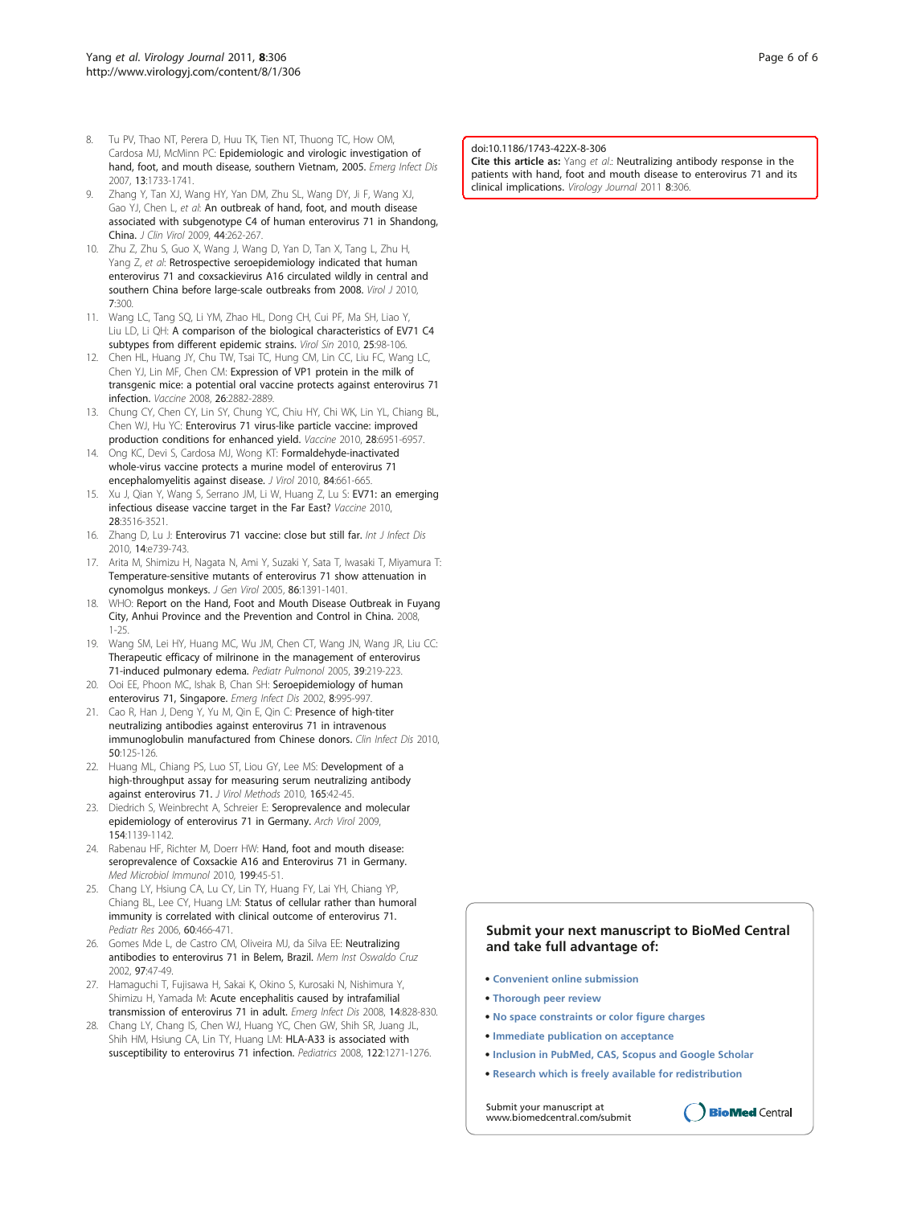8. Tu PV, Thao NT, Perera D, Huu TK, Tien NT, Thuong TC, How OM, Cardosa MJ, McMinn PC: Epidemiologic and virologic investigation of hand, foot, and mouth disease, southern Vietnam, 2005. *Emerg Infect Dis* 2007, **13**:1733-1741.
9. Zhang Y, Tan XJ, Wang HY, Yan DM, Zhu SL, Wang DY, Ji F, Wang XJ, Gao YJ, Chen L, *et al*: An outbreak of hand, foot, and mouth disease associated with subgenotype C4 of human enterovirus 71 in Shandong, China. *J Clin Virol* 2009, **44**:262-267.
10. Zhu Z, Zhu S, Guo X, Wang J, Wang D, Yan D, Tan X, Tang L, Zhu H, Yang Z, *et al*: Retrospective seroepidemiology indicated that human enterovirus 71 and coxsackievirus A16 circulated wildly in central and southern China before large-scale outbreaks from 2008. *Virol J* 2010, **7**:300.
11. Wang LC, Tang SQ, Li YM, Zhao HL, Dong CH, Cui PF, Ma SH, Liao Y, Liu LD, Li QH: A comparison of the biological characteristics of EV71 C4 subtypes from different epidemic strains. *Virol Sin* 2010, **25**:98-106.
12. Chen HL, Huang JY, Chu TW, Tsai TC, Hung CM, Lin CC, Liu FC, Wang LC, Chen YJ, Lin MF, Chen CM: Expression of VP1 protein in the milk of transgenic mice: a potential oral vaccine protects against enterovirus 71 infection. *Vaccine* 2008, **26**:2882-2889.
13. Chung CY, Chen CY, Lin SY, Chung YC, Chiu HY, Chi WK, Lin YL, Chiang BL, Chen WJ, Hu YC: Enterovirus 71 virus-like particle vaccine: improved production conditions for enhanced yield. *Vaccine* 2010, **28**:6951-6957.
14. Ong KC, Devi S, Cardosa MJ, Wong KT: Formaldehyde-inactivated whole-virus vaccine protects a murine model of enterovirus 71 encephalomyelitis against disease. *J Virol* 2010, **84**:661-665.
15. Xu J, Qian Y, Wang S, Serrano JM, Li W, Huang Z, Lu S: EV71: an emerging infectious disease vaccine target in the Far East? *Vaccine* 2010, **28**:3516-3521.
16. Zhang D, Lu J: Enterovirus 71 vaccine: close but still far. *Int J Infect Dis* 2010, **14**:e739-743.
17. Arita M, Shimizu H, Nagata N, Ami Y, Suzaki Y, Sata T, Iwasaki T, Miyamura T: Temperature-sensitive mutants of enterovirus 71 show attenuation in cynomolgus monkeys. *J Gen Virol* 2005, **86**:1391-1401.
18. WHO: Report on the Hand, Foot and Mouth Disease Outbreak in Fuyang City, Anhui Province and the Prevention and Control in China. 2008, 1-25.
19. Wang SM, Lei HY, Huang MC, Wu JM, Chen CT, Wang JN, Wang JR, Liu CC: Therapeutic efficacy of milrinone in the management of enterovirus 71-induced pulmonary edema. *Pediatr Pulmonol* 2005, **39**:219-223.
20. Ooi EE, Phoon MC, Ishak B, Chan SH: Seroepidemiology of human enterovirus 71, Singapore. *Emerg Infect Dis* 2002, **8**:995-997.
21. Cao R, Han J, Deng Y, Yu M, Qin E, Qin C: Presence of high-titer neutralizing antibodies against enterovirus 71 in intravenous immunoglobulin manufactured from Chinese donors. *Clin Infect Dis* 2010, **50**:125-126.
22. Huang ML, Chiang PS, Luo ST, Liou GY, Lee MS: Development of a high-throughput assay for measuring serum neutralizing antibody against enterovirus 71. *J Virol Methods* 2010, **165**:42-45.
23. Diedrich S, Weinbrecht A, Schreier E: Seroprevalence and molecular epidemiology of enterovirus 71 in Germany. *Arch Virol* 2009, **154**:1139-1142.
24. Rabenau HF, Richter M, Doerr HW: Hand, foot and mouth disease: seroprevalence of Coxsackie A16 and Enterovirus 71 in Germany. *Med Microbiol Immunol* 2010, **199**:45-51.
25. Chang LY, Hsiung CA, Lu CY, Lin TY, Huang FY, Lai YH, Chiang YP, Chiang BL, Lee CY, Huang LM: Status of cellular rather than humoral immunity is correlated with clinical outcome of enterovirus 71. *Pediatr Res* 2006, **60**:466-471.
26. Gomes Mde L, de Castro CM, Oliveira MJ, da Silva EE: Neutralizing antibodies to enterovirus 71 in Belem, Brazil. *Mem Inst Oswaldo Cruz* 2002, **97**:47-49.
27. Hamaguchi T, Fujisawa H, Sakai K, Okino S, Kurosaki N, Nishimura Y, Shimizu H, Yamada M: Acute encephalitis caused by intrafamilial transmission of enterovirus 71 in adult. *Emerg Infect Dis* 2008, **14**:828-830.
28. Chang LY, Chang IS, Chen WJ, Huang YC, Chen GW, Shih SR, Juang JL, Shih HM, Hsiung CA, Lin TY, Huang LM: HLA-A33 is associated with susceptibility to enterovirus 71 infection. *Pediatrics* 2008, **122**:1271-1276.

doi:10.1186/1743-422X-8-306

**Cite this article as:** Yang *et al.*: Neutralizing antibody response in the patients with hand, foot and mouth disease to enterovirus 71 and its clinical implications. *Virology Journal* 2011 **8**:306.

**Submit your next manuscript to BioMed Central and take full advantage of:**

- Convenient online submission
- Thorough peer review
- No space constraints or color figure charges
- Immediate publication on acceptance
- Inclusion in PubMed, CAS, Scopus and Google Scholar
- Research which is freely available for redistribution

Submit your manuscript at www.biomedcentral.com/submit

BioMed Central